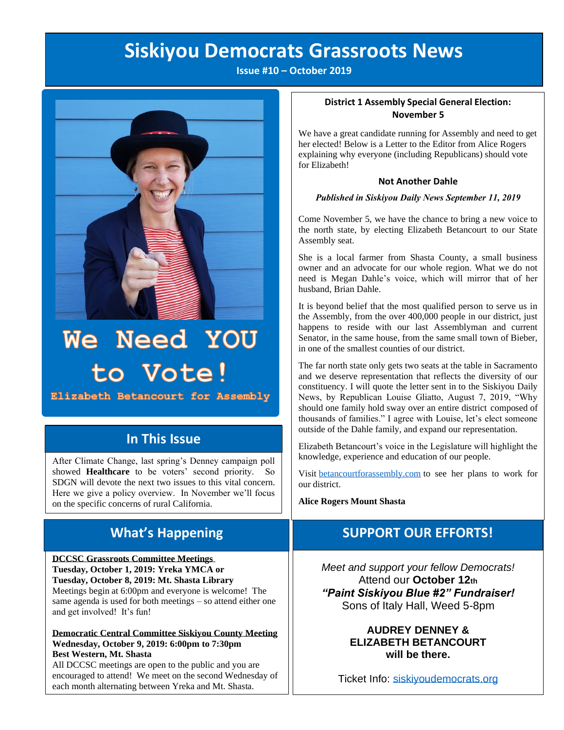# Siskiyou Democrats Grassroots News

**Issue #10 – October 2019**

# We Need YOU to Vote!

**Elizabeth Betancourt for Assembly**

## In This Issue

After Climate Change, last spring's Denney campaign poll showed **Healthcare** to be voters' second priority. So SDGN will devote the next two issues to this vital concern. Here we give a policy overview. In November we'll focus on the specific concerns of rural California.

## What's Happening

**DCCSC Grassroots Committee Meetings**
**Tuesday, October 1, 2019: Yreka YMCA or**
**Tuesday, October 8, 2019: Mt. Shasta Library**
Meetings begin at 6:00pm and everyone is welcome! The same agenda is used for both meetings – so attend either one and get involved! It's fun!

**Democratic Central Committee Siskiyou County Meeting**
**Wednesday, October 9, 2019: 6:00pm to 7:30pm**
**Best Western, Mt. Shasta**
All DCCSC meetings are open to the public and you are encouraged to attend! We meet on the second Wednesday of each month alternating between Yreka and Mt. Shasta.

### District 1 Assembly Special General Election: November 5

We have a great candidate running for Assembly and need to get her elected! Below is a Letter to the Editor from Alice Rogers explaining why everyone (including Republicans) should vote for Elizabeth!

### Not Another Dahle

*Published in Siskiyou Daily News September 11, 2019*

Come November 5, we have the chance to bring a new voice to the north state, by electing Elizabeth Betancourt to our State Assembly seat.

She is a local farmer from Shasta County, a small business owner and an advocate for our whole region. What we do not need is Megan Dahle's voice, which will mirror that of her husband, Brian Dahle.

It is beyond belief that the most qualified person to serve us in the Assembly, from the over 400,000 people in our district, just happens to reside with our last Assemblyman and current Senator, in the same house, from the same small town of Bieber, in one of the smallest counties of our district.

The far north state only gets two seats at the table in Sacramento and we deserve representation that reflects the diversity of our constituency. I will quote the letter sent in to the Siskiyou Daily News, by Republican Louise Gliatto, August 7, 2019, "Why should one family hold sway over an entire district composed of thousands of families." I agree with Louise, let's elect someone outside of the Dahle family, and expand our representation.

Elizabeth Betancourt's voice in the Legislature will highlight the knowledge, experience and education of our people.

Visit betancourtforassembly.com to see her plans to work for our district.

**Alice Rogers Mount Shasta**

## SUPPORT OUR EFFORTS!

*Meet and support your fellow Democrats!*
Attend our **October 12th**
***"Paint Siskiyou Blue #2" Fundraiser!***
Sons of Italy Hall, Weed 5-8pm

**AUDREY DENNEY & ELIZABETH BETANCOURT will be there.**

Ticket Info: siskiyoudemocrats.org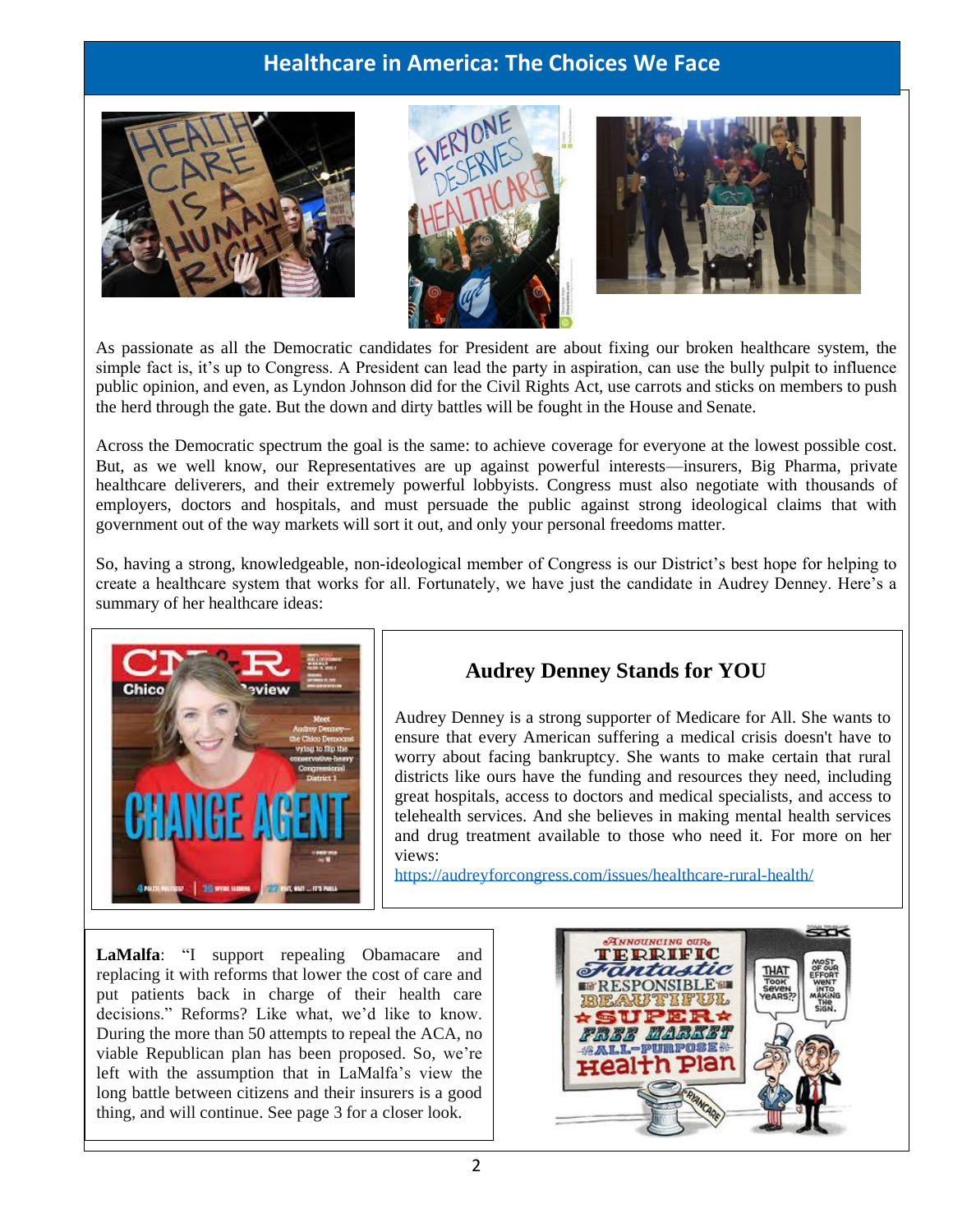# Healthcare in America: The Choices We Face

As passionate as all the Democratic candidates for President are about fixing our broken healthcare system, the simple fact is, it's up to Congress. A President can lead the party in aspiration, can use the bully pulpit to influence public opinion, and even, as Lyndon Johnson did for the Civil Rights Act, use carrots and sticks on members to push the herd through the gate. But the down and dirty battles will be fought in the House and Senate.

Across the Democratic spectrum the goal is the same: to achieve coverage for everyone at the lowest possible cost. But, as we well know, our Representatives are up against powerful interests—insurers, Big Pharma, private healthcare deliverers, and their extremely powerful lobbyists. Congress must also negotiate with thousands of employers, doctors and hospitals, and must persuade the public against strong ideological claims that with government out of the way markets will sort it out, and only your personal freedoms matter.

So, having a strong, knowledgeable, non-ideological member of Congress is our District's best hope for helping to create a healthcare system that works for all. Fortunately, we have just the candidate in Audrey Denney. Here's a summary of her healthcare ideas:

## Audrey Denney Stands for YOU

Audrey Denney is a strong supporter of Medicare for All. She wants to ensure that every American suffering a medical crisis doesn't have to worry about facing bankruptcy. She wants to make certain that rural districts like ours have the funding and resources they need, including great hospitals, access to doctors and medical specialists, and access to telehealth services. And she believes in making mental health services and drug treatment available to those who need it. For more on her views:
https://audreyforcongress.com/issues/healthcare-rural-health/

**LaMalfa**: "I support repealing Obamacare and replacing it with reforms that lower the cost of care and put patients back in charge of their health care decisions." Reforms? Like what, we'd like to know. During the more than 50 attempts to repeal the ACA, no viable Republican plan has been proposed. So, we're left with the assumption that in LaMalfa's view the long battle between citizens and their insurers is a good thing, and will continue. See page 3 for a closer look.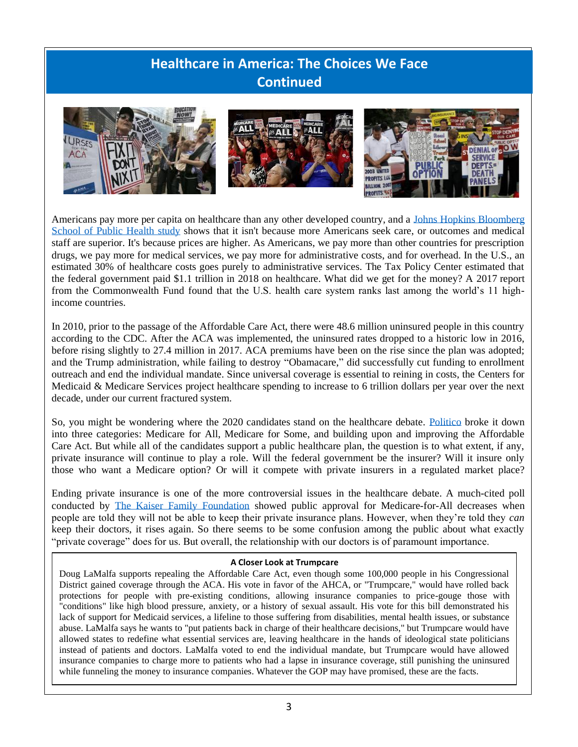# Healthcare in America: The Choices We Face Continued

Americans pay more per capita on healthcare than any other developed country, and a [Johns Hopkins Bloomberg School of Public Health study](#) shows that it isn't because more Americans seek care, or outcomes and medical staff are superior. It's because prices are higher. As Americans, we pay more than other countries for prescription drugs, we pay more for medical services, we pay more for administrative costs, and for overhead. In the U.S., an estimated 30% of healthcare costs goes purely to administrative services. The Tax Policy Center estimated that the federal government paid $1.1 trillion in 2018 on healthcare. What did we get for the money? A 2017 report from the Commonwealth Fund found that the U.S. health care system ranks last among the world's 11 high-income countries.

In 2010, prior to the passage of the Affordable Care Act, there were 48.6 million uninsured people in this country according to the CDC. After the ACA was implemented, the uninsured rates dropped to a historic low in 2016, before rising slightly to 27.4 million in 2017. ACA premiums have been on the rise since the plan was adopted; and the Trump administration, while failing to destroy "Obamacare," did successfully cut funding to enrollment outreach and end the individual mandate. Since universal coverage is essential to reining in costs, the Centers for Medicaid & Medicare Services project healthcare spending to increase to 6 trillion dollars per year over the next decade, under our current fractured system.

So, you might be wondering where the 2020 candidates stand on the healthcare debate. [Politico](#) broke it down into three categories: Medicare for All, Medicare for Some, and building upon and improving the Affordable Care Act. But while all of the candidates support a public healthcare plan, the question is to what extent, if any, private insurance will continue to play a role. Will the federal government be the insurer? Will it insure only those who want a Medicare option? Or will it compete with private insurers in a regulated market place?

Ending private insurance is one of the more controversial issues in the healthcare debate. A much-cited poll conducted by [The Kaiser Family Foundation](#) showed public approval for Medicare-for-All decreases when people are told they will not be able to keep their private insurance plans. However, when they're told they *can* keep their doctors, it rises again. So there seems to be some confusion among the public about what exactly "private coverage" does for us. But overall, the relationship with our doctors is of paramount importance.

### A Closer Look at Trumpcare

Doug LaMalfa supports repealing the Affordable Care Act, even though some 100,000 people in his Congressional District gained coverage through the ACA. His vote in favor of the AHCA, or "Trumpcare," would have rolled back protections for people with pre-existing conditions, allowing insurance companies to price-gouge those with "conditions" like high blood pressure, anxiety, or a history of sexual assault. His vote for this bill demonstrated his lack of support for Medicaid services, a lifeline to those suffering from disabilities, mental health issues, or substance abuse. LaMalfa says he wants to "put patients back in charge of their healthcare decisions," but Trumpcare would have allowed states to redefine what essential services are, leaving healthcare in the hands of ideological state politicians instead of patients and doctors. LaMalfa voted to end the individual mandate, but Trumpcare would have allowed insurance companies to charge more to patients who had a lapse in insurance coverage, still punishing the uninsured while funneling the money to insurance companies. Whatever the GOP may have promised, these are the facts.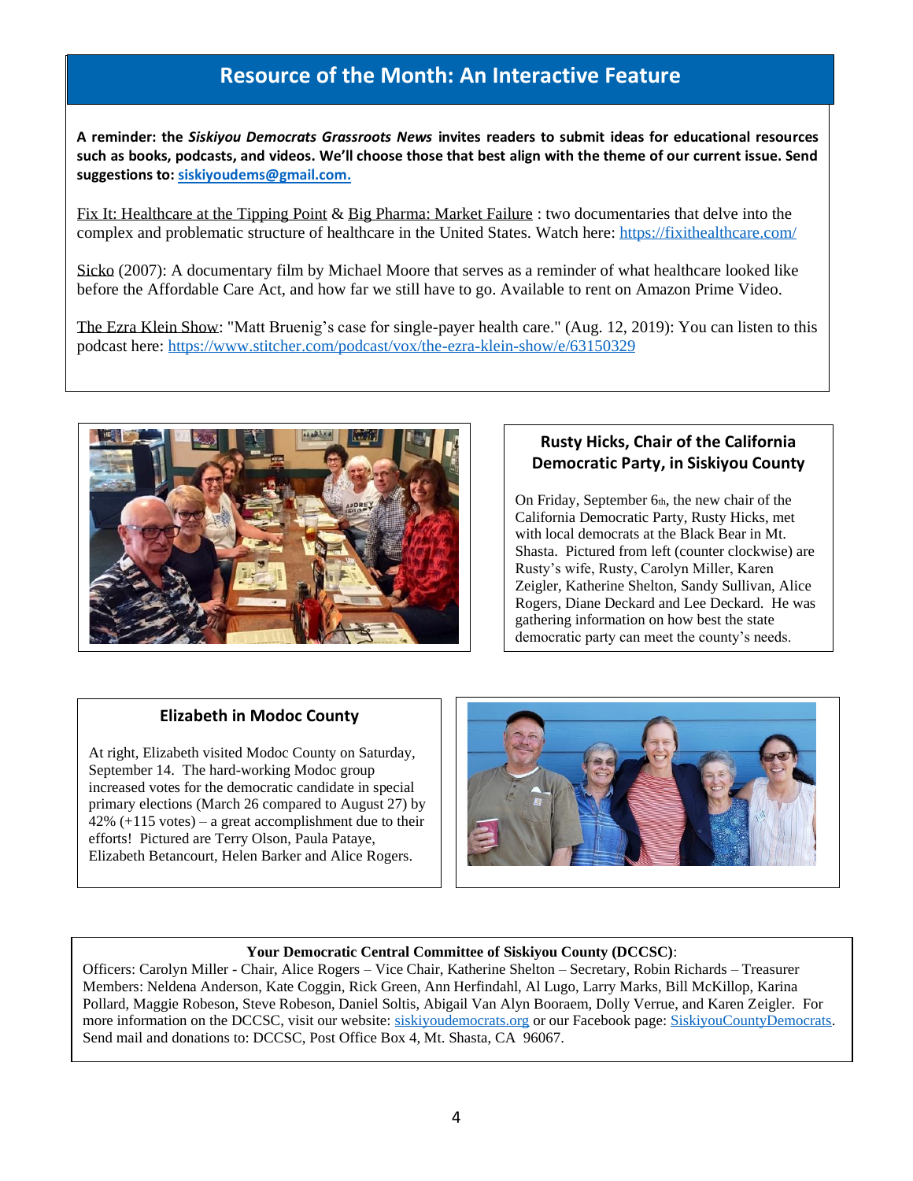## Resource of the Month: An Interactive Feature

**A reminder: the *Siskiyou Democrats Grassroots News* invites readers to submit ideas for educational resources such as books, podcasts, and videos. We'll choose those that best align with the theme of our current issue. Send suggestions to: siskiyoudems@gmail.com.**

Fix It: Healthcare at the Tipping Point & Big Pharma: Market Failure : two documentaries that delve into the complex and problematic structure of healthcare in the United States. Watch here: https://fixithealthcare.com/

Sicko (2007): A documentary film by Michael Moore that serves as a reminder of what healthcare looked like before the Affordable Care Act, and how far we still have to go. Available to rent on Amazon Prime Video.

The Ezra Klein Show: "Matt Bruenig's case for single-payer health care." (Aug. 12, 2019): You can listen to this podcast here: https://www.stitcher.com/podcast/vox/the-ezra-klein-show/e/63150329

### Rusty Hicks, Chair of the California Democratic Party, in Siskiyou County

On Friday, September 6th, the new chair of the California Democratic Party, Rusty Hicks, met with local democrats at the Black Bear in Mt. Shasta. Pictured from left (counter clockwise) are Rusty's wife, Rusty, Carolyn Miller, Karen Zeigler, Katherine Shelton, Sandy Sullivan, Alice Rogers, Diane Deckard and Lee Deckard. He was gathering information on how best the state democratic party can meet the county's needs.

### Elizabeth in Modoc County

At right, Elizabeth visited Modoc County on Saturday, September 14. The hard-working Modoc group increased votes for the democratic candidate in special primary elections (March 26 compared to August 27) by 42% (+115 votes) – a great accomplishment due to their efforts! Pictured are Terry Olson, Paula Pataye, Elizabeth Betancourt, Helen Barker and Alice Rogers.

**Your Democratic Central Committee of Siskiyou County (DCCSC)**:

Officers: Carolyn Miller - Chair, Alice Rogers – Vice Chair, Katherine Shelton – Secretary, Robin Richards – Treasurer
Members: Neldena Anderson, Kate Coggin, Rick Green, Ann Herfindahl, Al Lugo, Larry Marks, Bill McKillop, Karina Pollard, Maggie Robeson, Steve Robeson, Daniel Soltis, Abigail Van Alyn Booraem, Dolly Verrue, and Karen Zeigler. For more information on the DCCSC, visit our website: siskiyoudemocrats.org or our Facebook page: SiskiyouCountyDemocrats. Send mail and donations to: DCCSC, Post Office Box 4, Mt. Shasta, CA 96067.